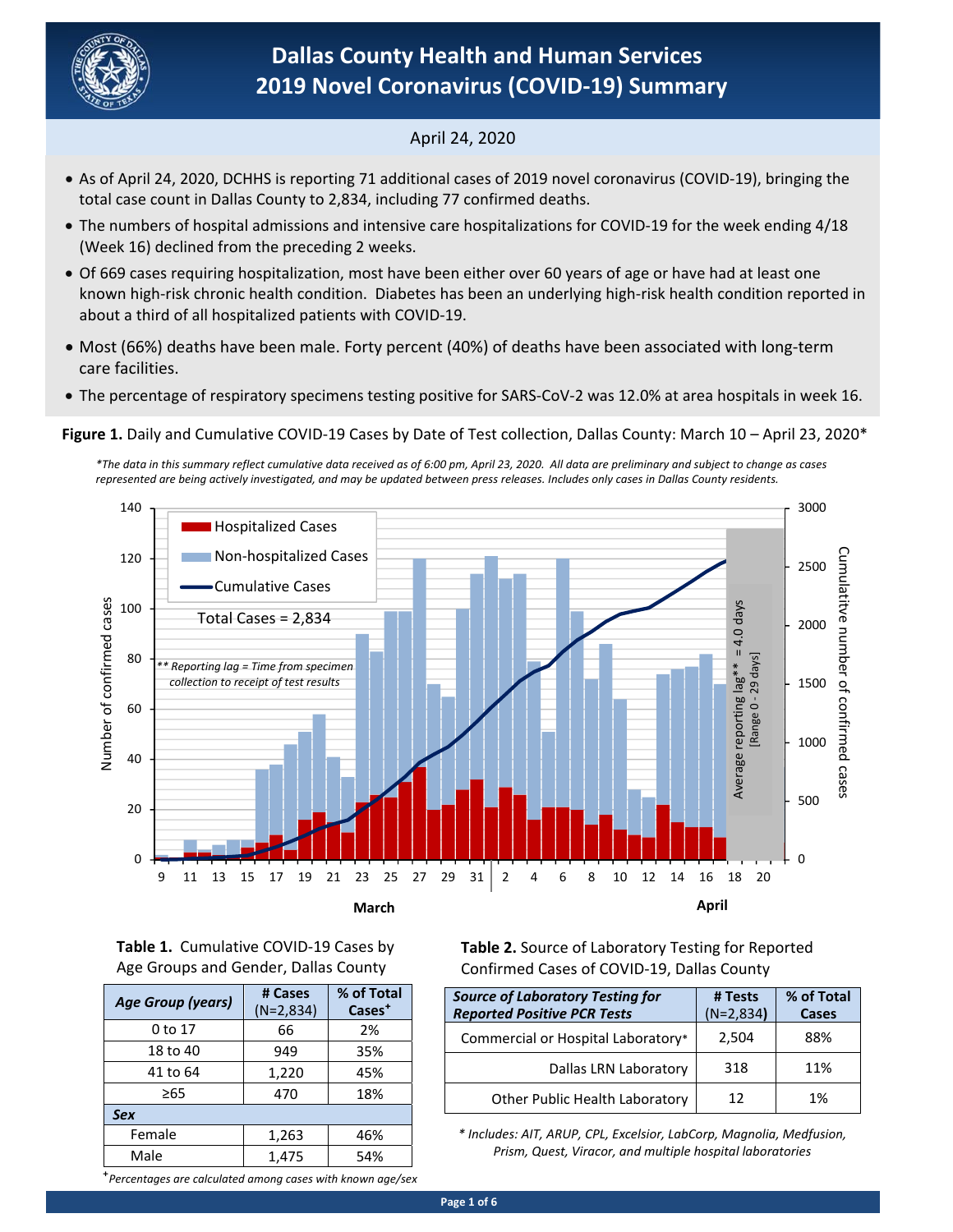# Dallas County Health and Human Services
# 2019 Novel Coronavirus (COVID-19) Summary

April 24, 2020

- As of April 24, 2020, DCHHS is reporting 71 additional cases of 2019 novel coronavirus (COVID-19), bringing the total case count in Dallas County to 2,834, including 77 confirmed deaths.
- The numbers of hospital admissions and intensive care hospitalizations for COVID-19 for the week ending 4/18 (Week 16) declined from the preceding 2 weeks.
- Of 669 cases requiring hospitalization, most have been either over 60 years of age or have had at least one known high-risk chronic health condition. Diabetes has been an underlying high-risk health condition reported in about a third of all hospitalized patients with COVID-19.
- Most (66%) deaths have been male. Forty percent (40%) of deaths have been associated with long-term care facilities.
- The percentage of respiratory specimens testing positive for SARS-CoV-2 was 12.0% at area hospitals in week 16.

**Figure 1.** Daily and Cumulative COVID-19 Cases by Date of Test collection, Dallas County: March 10 – April 23, 2020*

*\*The data in this summary reflect cumulative data received as of 6:00 pm, April 23, 2020. All data are preliminary and subject to change as cases represented are being actively investigated, and may be updated between press releases. Includes only cases in Dallas County residents.*

Total Cases = 2,834

*\*\* Reporting lag = Time from specimen collection to receipt of test results*

Average reporting lag** = 4.0 days [Range 0 - 29 days]

**Table 1.** Cumulative COVID-19 Cases by Age Groups and Gender, Dallas County

| *Age Group (years)* | # Cases (N=2,834) | % of Total Cases⁺ |
|---|---|---|
| 0 to 17 | 66 | 2% |
| 18 to 40 | 949 | 35% |
| 41 to 64 | 1,220 | 45% |
| ≥65 | 470 | 18% |
| ***Sex*** | | |
| Female | 1,263 | 46% |
| Male | 1,475 | 54% |

⁺*Percentages are calculated among cases with known age/sex*

**Table 2.** Source of Laboratory Testing for Reported Confirmed Cases of COVID-19, Dallas County

| *Source of Laboratory Testing for Reported Positive PCR Tests* | # Tests (N=2,834) | % of Total Cases |
|---|---|---|
| Commercial or Hospital Laboratory* | 2,504 | 88% |
| Dallas LRN Laboratory | 318 | 11% |
| Other Public Health Laboratory | 12 | 1% |

*\* Includes: AIT, ARUP, CPL, Excelsior, LabCorp, Magnolia, Medfusion, Prism, Quest, Viracor, and multiple hospital laboratories*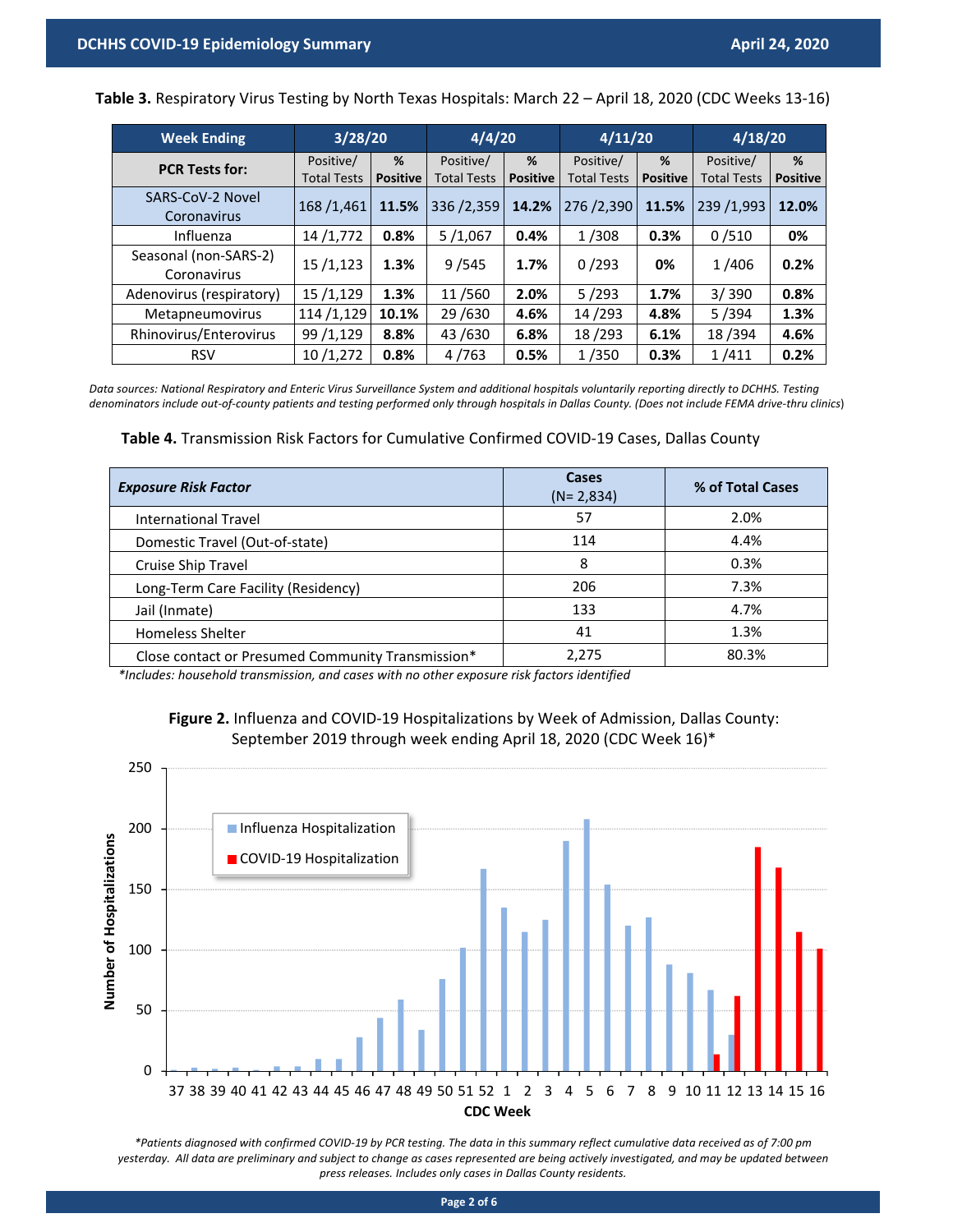**Table 3.** Respiratory Virus Testing by North Texas Hospitals: March 22 – April 18, 2020 (CDC Weeks 13-16)

| Week Ending | 3/28/20 | | 4/4/20 | | 4/11/20 | | 4/18/20 | |
|---|---|---|---|---|---|---|---|---|
| **PCR Tests for:** | Positive/ Total Tests | **% Positive** | Positive/ Total Tests | **% Positive** | Positive/ Total Tests | **% Positive** | Positive/ Total Tests | **% Positive** |
| SARS-CoV-2 Novel Coronavirus | 168 /1,461 | **11.5%** | 336 /2,359 | **14.2%** | 276 /2,390 | **11.5%** | 239 /1,993 | **12.0%** |
| Influenza | 14 /1,772 | **0.8%** | 5 /1,067 | **0.4%** | 1 /308 | **0.3%** | 0 /510 | **0%** |
| Seasonal (non-SARS-2) Coronavirus | 15 /1,123 | **1.3%** | 9 /545 | **1.7%** | 0 /293 | **0%** | 1 /406 | **0.2%** |
| Adenovirus (respiratory) | 15 /1,129 | **1.3%** | 11 /560 | **2.0%** | 5 /293 | **1.7%** | 3/ 390 | **0.8%** |
| Metapneumovirus | 114 /1,129 | **10.1%** | 29 /630 | **4.6%** | 14 /293 | **4.8%** | 5 /394 | **1.3%** |
| Rhinovirus/Enterovirus | 99 /1,129 | **8.8%** | 43 /630 | **6.8%** | 18 /293 | **6.1%** | 18 /394 | **4.6%** |
| RSV | 10 /1,272 | **0.8%** | 4 /763 | **0.5%** | 1 /350 | **0.3%** | 1 /411 | **0.2%** |

*Data sources: National Respiratory and Enteric Virus Surveillance System and additional hospitals voluntarily reporting directly to DCHHS. Testing denominators include out-of-county patients and testing performed only through hospitals in Dallas County. (Does not include FEMA drive-thru clinics)*

**Table 4.** Transmission Risk Factors for Cumulative Confirmed COVID-19 Cases, Dallas County

| ***Exposure Risk Factor*** | **Cases** (N= 2,834) | **% of Total Cases** |
|---|---|---|
| International Travel | 57 | 2.0% |
| Domestic Travel (Out-of-state) | 114 | 4.4% |
| Cruise Ship Travel | 8 | 0.3% |
| Long-Term Care Facility (Residency) | 206 | 7.3% |
| Jail (Inmate) | 133 | 4.7% |
| Homeless Shelter | 41 | 1.3% |
| Close contact or Presumed Community Transmission* | 2,275 | 80.3% |

*\*Includes: household transmission, and cases with no other exposure risk factors identified*

**Figure 2.** Influenza and COVID-19 Hospitalizations by Week of Admission, Dallas County: September 2019 through week ending April 18, 2020 (CDC Week 16)*

*\*Patients diagnosed with confirmed COVID-19 by PCR testing. The data in this summary reflect cumulative data received as of 7:00 pm yesterday. All data are preliminary and subject to change as cases represented are being actively investigated, and may be updated between press releases. Includes only cases in Dallas County residents.*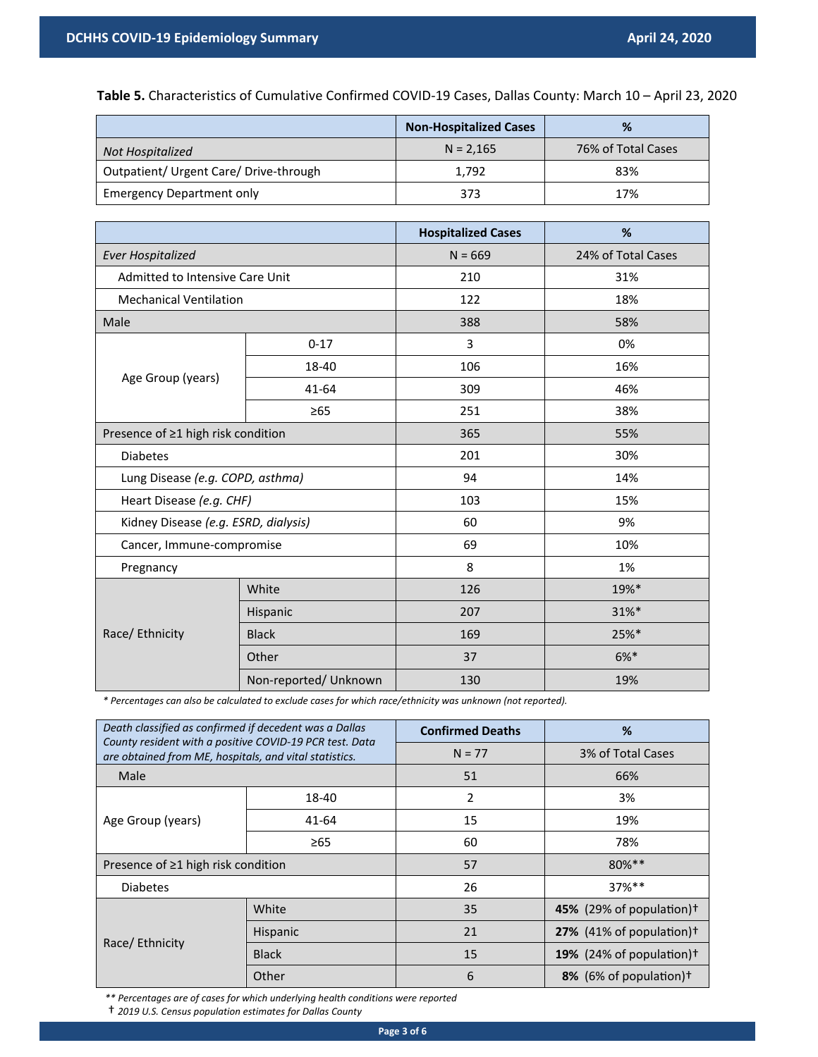**Table 5.** Characteristics of Cumulative Confirmed COVID-19 Cases, Dallas County: March 10 – April 23, 2020

| | Non-Hospitalized Cases | % |
|---|---|---|
| *Not Hospitalized* | N = 2,165 | 76% of Total Cases |
| Outpatient/ Urgent Care/ Drive-through | 1,792 | 83% |
| Emergency Department only | 373 | 17% |

| | | Hospitalized Cases | % |
|---|---|---|---|
| *Ever Hospitalized* | | N = 669 | 24% of Total Cases |
| Admitted to Intensive Care Unit | | 210 | 31% |
| Mechanical Ventilation | | 122 | 18% |
| Male | | 388 | 58% |
| Age Group (years) | 0-17 | 3 | 0% |
| | 18-40 | 106 | 16% |
| | 41-64 | 309 | 46% |
| | ≥65 | 251 | 38% |
| Presence of ≥1 high risk condition | | 365 | 55% |
| Diabetes | | 201 | 30% |
| Lung Disease *(e.g. COPD, asthma)* | | 94 | 14% |
| Heart Disease *(e.g. CHF)* | | 103 | 15% |
| Kidney Disease *(e.g. ESRD, dialysis)* | | 60 | 9% |
| Cancer, Immune-compromise | | 69 | 10% |
| Pregnancy | | 8 | 1% |
| Race/ Ethnicity | White | 126 | 19%* |
| | Hispanic | 207 | 31%* |
| | Black | 169 | 25%* |
| | Other | 37 | 6%* |
| | Non-reported/ Unknown | 130 | 19% |

*\* Percentages can also be calculated to exclude cases for which race/ethnicity was unknown (not reported).*

| *Death classified as confirmed if decedent was a Dallas County resident with a positive COVID-19 PCR test. Data are obtained from ME, hospitals, and vital statistics.* | | Confirmed Deaths | % |
|---|---|---|---|
| | | N = 77 | 3% of Total Cases |
| Male | | 51 | 66% |
| Age Group (years) | 18-40 | 2 | 3% |
| | 41-64 | 15 | 19% |
| | ≥65 | 60 | 78% |
| Presence of ≥1 high risk condition | | 57 | 80%** |
| Diabetes | | 26 | 37%** |
| Race/ Ethnicity | White | 35 | **45%** (29% of population)† |
| | Hispanic | 21 | **27%** (41% of population)† |
| | Black | 15 | **19%** (24% of population)† |
| | Other | 6 | **8%** (6% of population)† |

*\*\* Percentages are of cases for which underlying health conditions were reported*

† *2019 U.S. Census population estimates for Dallas County*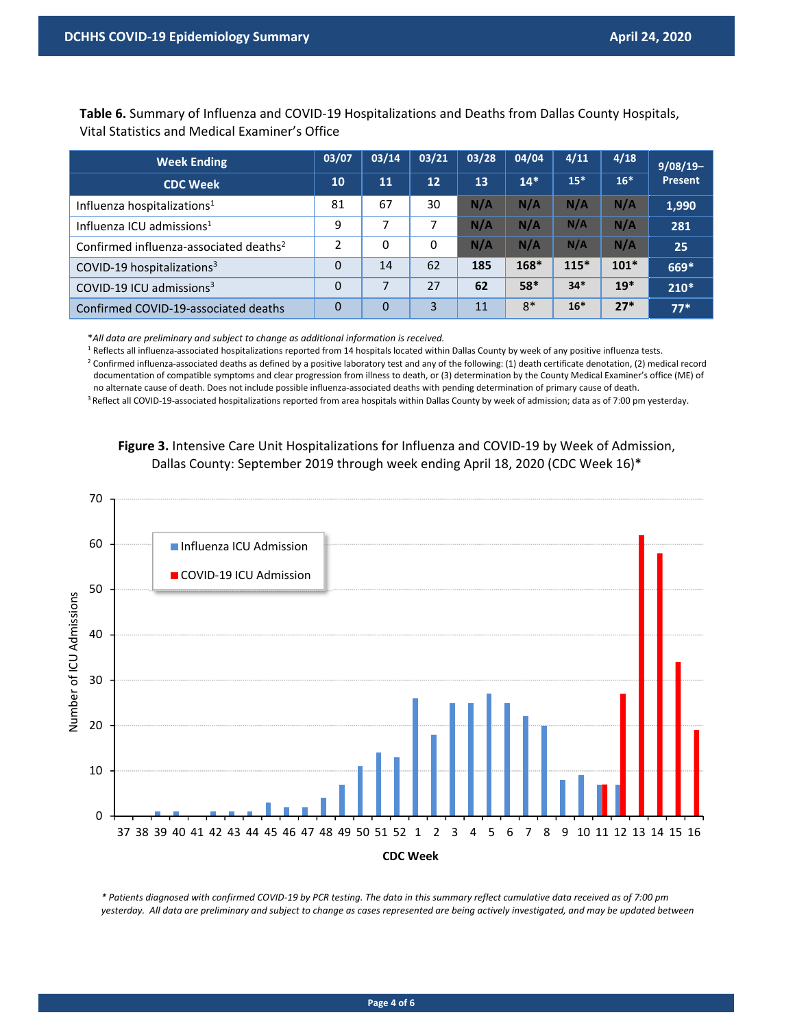**Table 6.** Summary of Influenza and COVID-19 Hospitalizations and Deaths from Dallas County Hospitals, Vital Statistics and Medical Examiner's Office

| Week Ending | 03/07 | 03/14 | 03/21 | 03/28 | 04/04 | 4/11 | 4/18 | 9/08/19–Present |
|---|---|---|---|---|---|---|---|---|
| **CDC Week** | **10** | **11** | **12** | **13** | **14*** | **15*** | **16*** | |
| Influenza hospitalizations[1] | 81 | 67 | 30 | N/A | N/A | N/A | N/A | 1,990 |
| Influenza ICU admissions[1] | 9 | 7 | 7 | N/A | N/A | N/A | N/A | 281 |
| Confirmed influenza-associated deaths[2] | 2 | 0 | 0 | N/A | N/A | N/A | N/A | 25 |
| COVID-19 hospitalizations[3] | 0 | 14 | 62 | 185 | 168* | 115* | 101* | 669* |
| COVID-19 ICU admissions[3] | 0 | 7 | 27 | 62 | 58* | 34* | 19* | 210* |
| Confirmed COVID-19-associated deaths | 0 | 0 | 3 | 11 | 8* | 16* | 27* | 77* |

**All data are preliminary and subject to change as additional information is received.*

[1] Reflects all influenza-associated hospitalizations reported from 14 hospitals located within Dallas County by week of any positive influenza tests.

[2] Confirmed influenza-associated deaths as defined by a positive laboratory test and any of the following: (1) death certificate denotation, (2) medical record documentation of compatible symptoms and clear progression from illness to death, or (3) determination by the County Medical Examiner's office (ME) of no alternate cause of death. Does not include possible influenza-associated deaths with pending determination of primary cause of death.

[3] Reflect all COVID-19-associated hospitalizations reported from area hospitals within Dallas County by week of admission; data as of 7:00 pm yesterday.

**Figure 3.** Intensive Care Unit Hospitalizations for Influenza and COVID-19 by Week of Admission, Dallas County: September 2019 through week ending April 18, 2020 (CDC Week 16)*

*\* Patients diagnosed with confirmed COVID-19 by PCR testing. The data in this summary reflect cumulative data received as of 7:00 pm yesterday. All data are preliminary and subject to change as cases represented are being actively investigated, and may be updated between*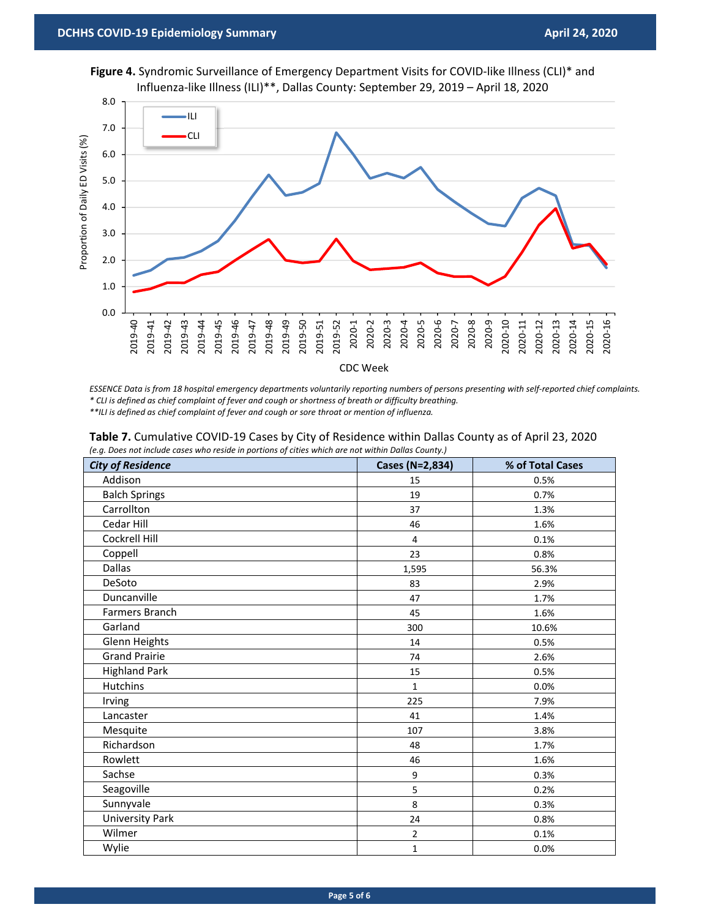**Figure 4.** Syndromic Surveillance of Emergency Department Visits for COVID-like Illness (CLI)* and Influenza-like Illness (ILI)**, Dallas County: September 29, 2019 – April 18, 2020

*ESSENCE Data is from 18 hospital emergency departments voluntarily reporting numbers of persons presenting with self-reported chief complaints.*
*\* CLI is defined as chief complaint of fever and cough or shortness of breath or difficulty breathing.*
*\*\*ILI is defined as chief complaint of fever and cough or sore throat or mention of influenza.*

**Table 7.** Cumulative COVID-19 Cases by City of Residence within Dallas County as of April 23, 2020
*(e.g. Does not include cases who reside in portions of cities which are not within Dallas County.)*

| *City of Residence* | Cases (N=2,834) | % of Total Cases |
|---|---|---|
| Addison | 15 | 0.5% |
| Balch Springs | 19 | 0.7% |
| Carrollton | 37 | 1.3% |
| Cedar Hill | 46 | 1.6% |
| Cockrell Hill | 4 | 0.1% |
| Coppell | 23 | 0.8% |
| Dallas | 1,595 | 56.3% |
| DeSoto | 83 | 2.9% |
| Duncanville | 47 | 1.7% |
| Farmers Branch | 45 | 1.6% |
| Garland | 300 | 10.6% |
| Glenn Heights | 14 | 0.5% |
| Grand Prairie | 74 | 2.6% |
| Highland Park | 15 | 0.5% |
| Hutchins | 1 | 0.0% |
| Irving | 225 | 7.9% |
| Lancaster | 41 | 1.4% |
| Mesquite | 107 | 3.8% |
| Richardson | 48 | 1.7% |
| Rowlett | 46 | 1.6% |
| Sachse | 9 | 0.3% |
| Seagoville | 5 | 0.2% |
| Sunnyvale | 8 | 0.3% |
| University Park | 24 | 0.8% |
| Wilmer | 2 | 0.1% |
| Wylie | 1 | 0.0% |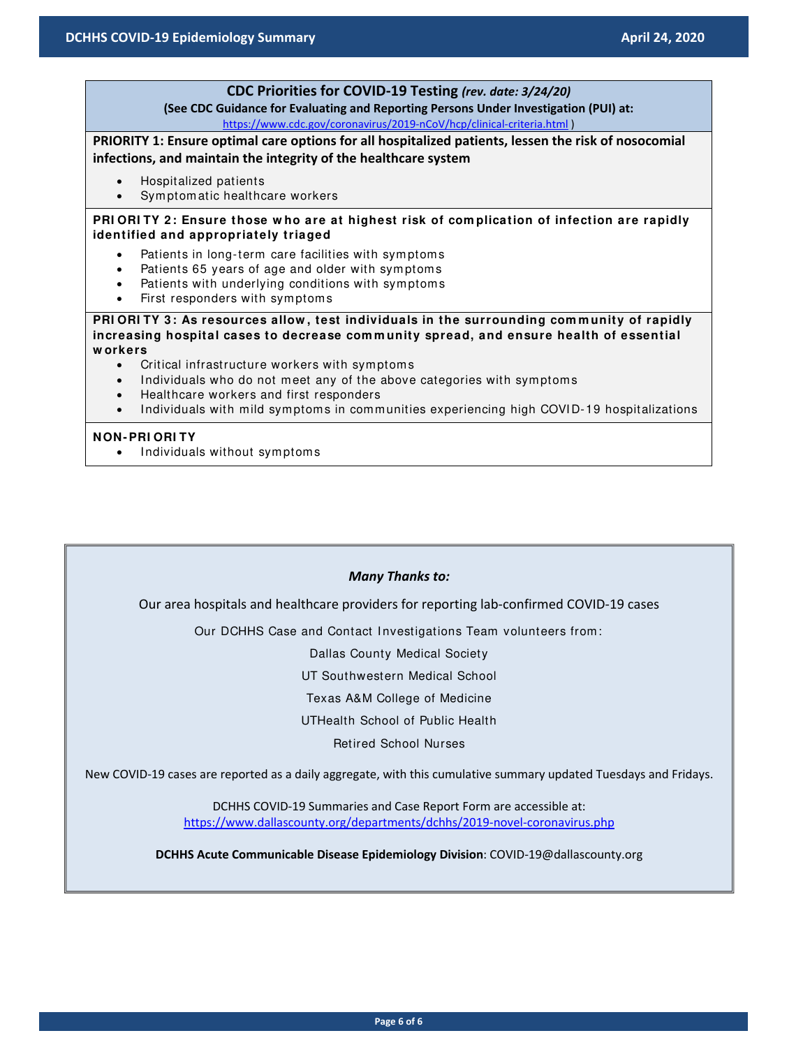## CDC Priorities for COVID-19 Testing *(rev. date: 3/24/20)*

**(See CDC Guidance for Evaluating and Reporting Persons Under Investigation (PUI) at: https://www.cdc.gov/coronavirus/2019-nCoV/hcp/clinical-criteria.html )**

**PRIORITY 1: Ensure optimal care options for all hospitalized patients, lessen the risk of nosocomial infections, and maintain the integrity of the healthcare system**

- Hospitalized patients
- Symptomatic healthcare workers

**PRIORITY 2: Ensure those who are at highest risk of complication of infection are rapidly identified and appropriately triaged**

- Patients in long-term care facilities with symptoms
- Patients 65 years of age and older with symptoms
- Patients with underlying conditions with symptoms
- First responders with symptoms

**PRIORITY 3: As resources allow, test individuals in the surrounding community of rapidly increasing hospital cases to decrease community spread, and ensure health of essential workers**

- Critical infrastructure workers with symptoms
- Individuals who do not meet any of the above categories with symptoms
- Healthcare workers and first responders
- Individuals with mild symptoms in communities experiencing high COVID-19 hospitalizations

**NON-PRIORITY**

- Individuals without symptoms

***Many Thanks to:***

Our area hospitals and healthcare providers for reporting lab-confirmed COVID-19 cases

Our DCHHS Case and Contact Investigations Team volunteers from:

Dallas County Medical Society

UT Southwestern Medical School

Texas A&M College of Medicine

UTHealth School of Public Health

Retired School Nurses

New COVID-19 cases are reported as a daily aggregate, with this cumulative summary updated Tuesdays and Fridays.

DCHHS COVID-19 Summaries and Case Report Form are accessible at:
https://www.dallascounty.org/departments/dchhs/2019-novel-coronavirus.php

**DCHHS Acute Communicable Disease Epidemiology Division**: COVID-19@dallascounty.org